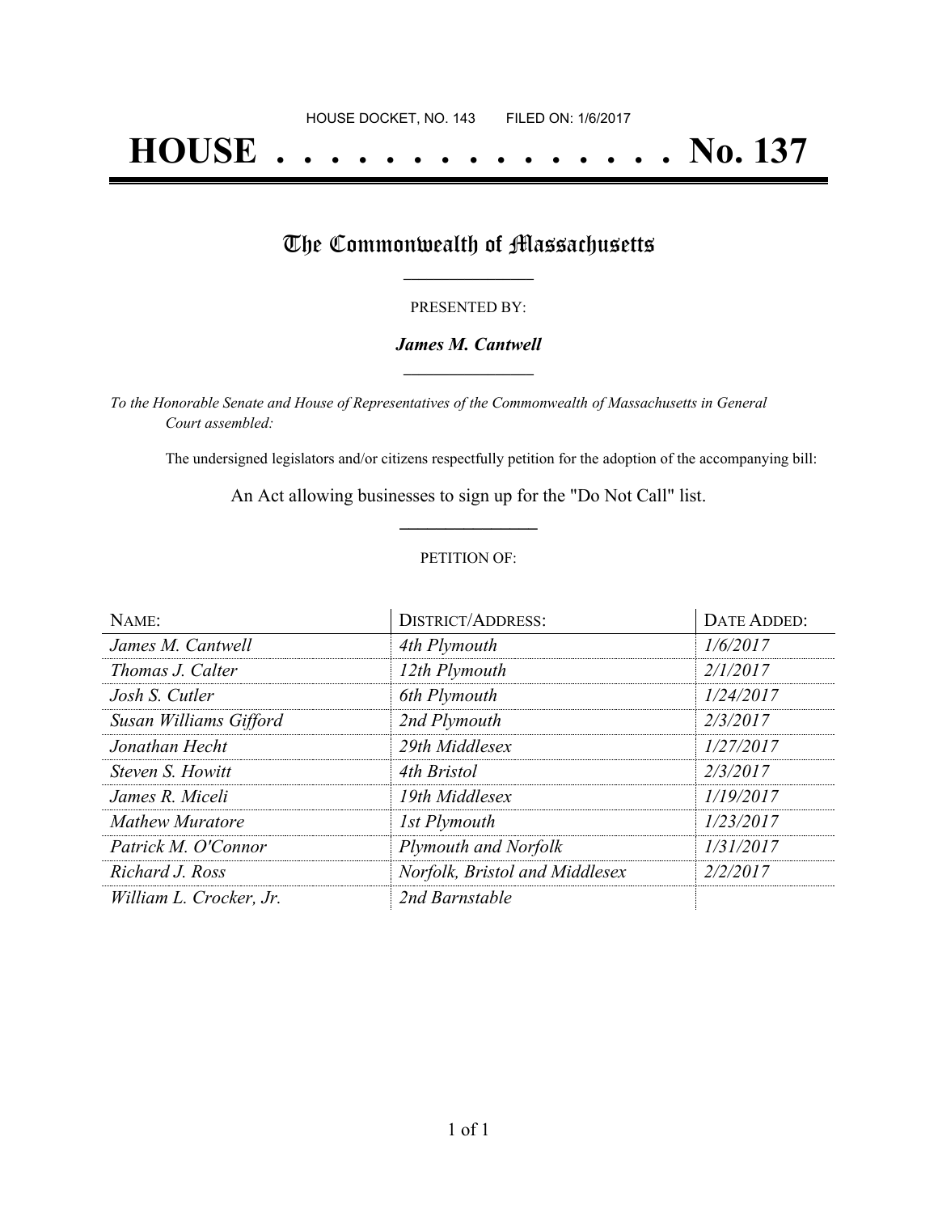HOUSE DOCKET, NO. 143 FILED ON: 1/6/2017

# HOUSE . . . . . . . . . . . . . . . No. 137

## The Commonwealth of Massachusetts

PRESENTED BY:

***James M. Cantwell***

*To the Honorable Senate and House of Representatives of the Commonwealth of Massachusetts in General Court assembled:*

The undersigned legislators and/or citizens respectfully petition for the adoption of the accompanying bill:

An Act allowing businesses to sign up for the "Do Not Call" list.

PETITION OF:

| NAME: | DISTRICT/ADDRESS: | DATE ADDED: |
| --- | --- | --- |
| *James M. Cantwell* | *4th Plymouth* | *1/6/2017* |
| *Thomas J. Calter* | *12th Plymouth* | *2/1/2017* |
| *Josh S. Cutler* | *6th Plymouth* | *1/24/2017* |
| *Susan Williams Gifford* | *2nd Plymouth* | *2/3/2017* |
| *Jonathan Hecht* | *29th Middlesex* | *1/27/2017* |
| *Steven S. Howitt* | *4th Bristol* | *2/3/2017* |
| *James R. Miceli* | *19th Middlesex* | *1/19/2017* |
| *Mathew Muratore* | *1st Plymouth* | *1/23/2017* |
| *Patrick M. O'Connor* | *Plymouth and Norfolk* | *1/31/2017* |
| *Richard J. Ross* | *Norfolk, Bristol and Middlesex* | *2/2/2017* |
| *William L. Crocker, Jr.* | *2nd Barnstable* | |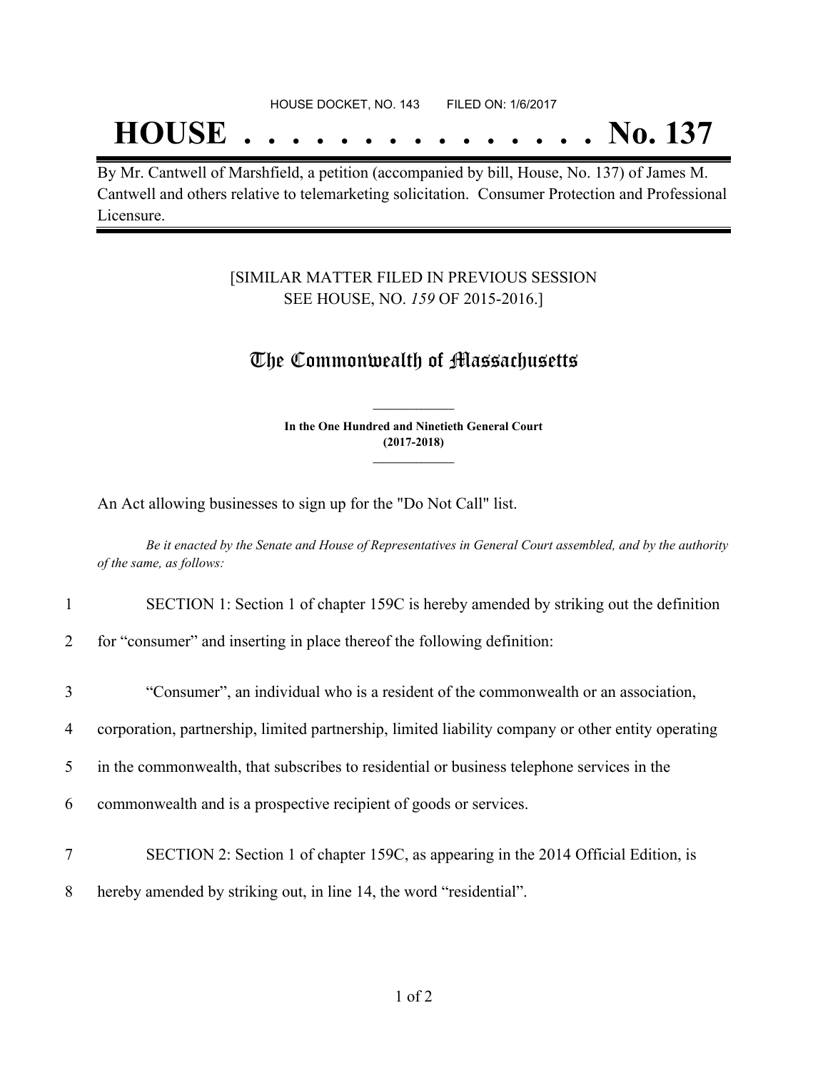HOUSE DOCKET, NO. 143 FILED ON: 1/6/2017

# HOUSE . . . . . . . . . . . . . . . No. 137

By Mr. Cantwell of Marshfield, a petition (accompanied by bill, House, No. 137) of James M. Cantwell and others relative to telemarketing solicitation. Consumer Protection and Professional Licensure.

[SIMILAR MATTER FILED IN PREVIOUS SESSION SEE HOUSE, NO. *159* OF 2015-2016.]

## The Commonwealth of Massachusetts

**In the One Hundred and Ninetieth General Court (2017-2018)**

An Act allowing businesses to sign up for the "Do Not Call" list.

*Be it enacted by the Senate and House of Representatives in General Court assembled, and by the authority of the same, as follows:*

1 SECTION 1: Section 1 of chapter 159C is hereby amended by striking out the definition
2 for "consumer" and inserting in place thereof the following definition:

3 "Consumer", an individual who is a resident of the commonwealth or an association,
4 corporation, partnership, limited partnership, limited liability company or other entity operating
5 in the commonwealth, that subscribes to residential or business telephone services in the
6 commonwealth and is a prospective recipient of goods or services.

7 SECTION 2: Section 1 of chapter 159C, as appearing in the 2014 Official Edition, is
8 hereby amended by striking out, in line 14, the word "residential".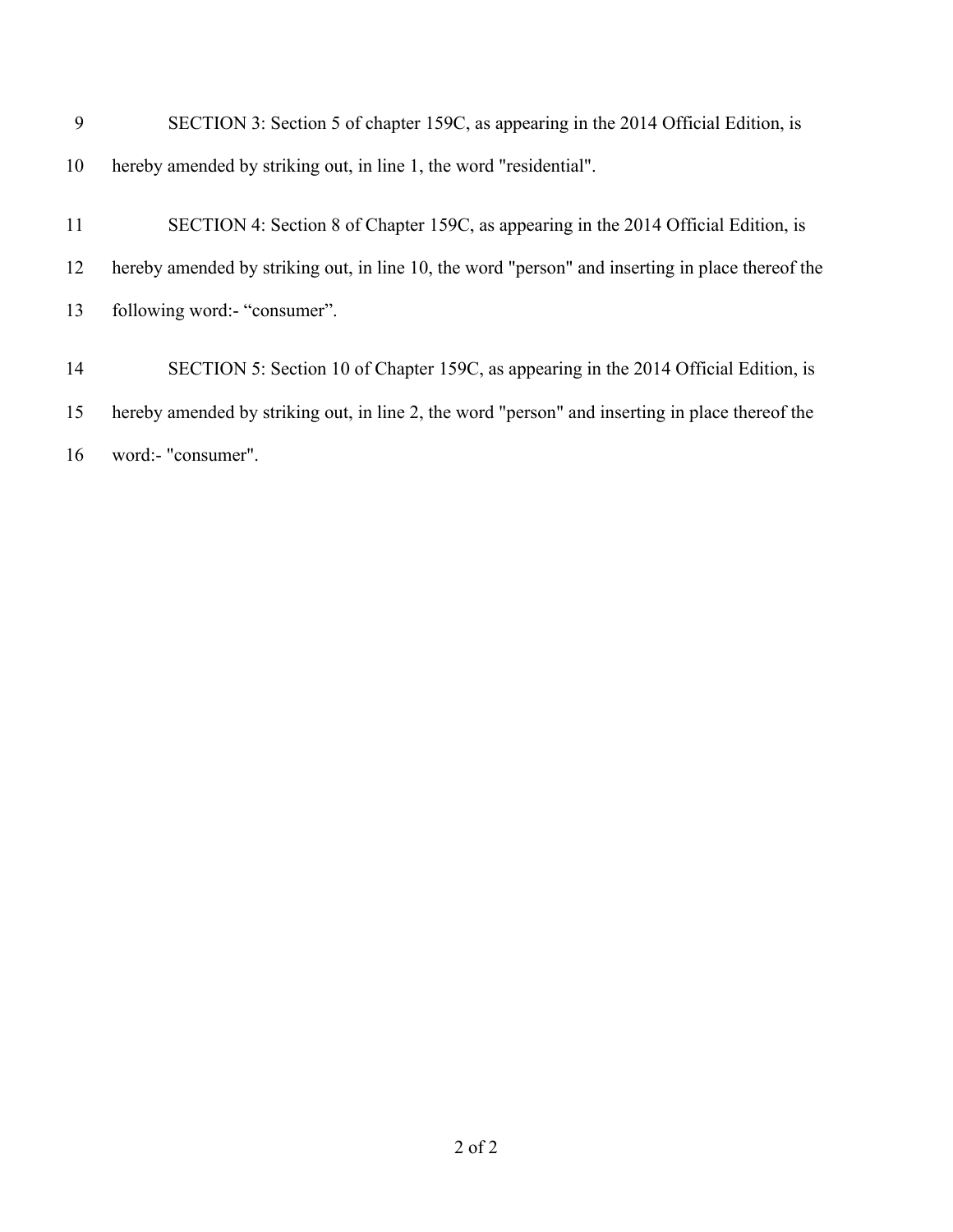9 SECTION 3: Section 5 of chapter 159C, as appearing in the 2014 Official Edition, is
10 hereby amended by striking out, in line 1, the word "residential".

11 SECTION 4: Section 8 of Chapter 159C, as appearing in the 2014 Official Edition, is
12 hereby amended by striking out, in line 10, the word "person" and inserting in place thereof the
13 following word:- “consumer”.

14 SECTION 5: Section 10 of Chapter 159C, as appearing in the 2014 Official Edition, is
15 hereby amended by striking out, in line 2, the word "person" and inserting in place thereof the
16 word:- "consumer".